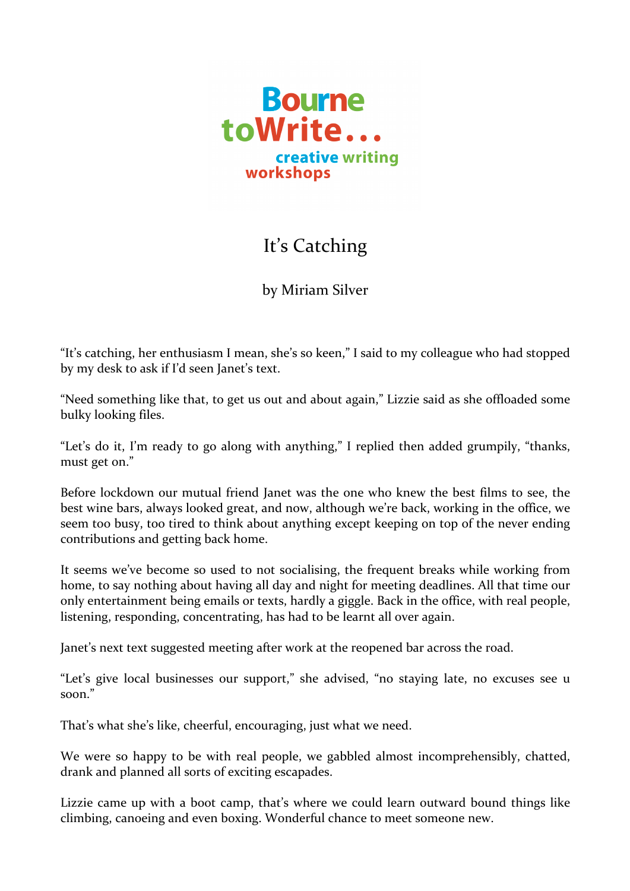Bourne toWrite... creative writing workshops

# It's Catching

by Miriam Silver

"It's catching, her enthusiasm I mean, she's so keen," I said to my colleague who had stopped by my desk to ask if I'd seen Janet's text.

"Need something like that, to get us out and about again," Lizzie said as she offloaded some bulky looking files.

"Let's do it, I'm ready to go along with anything," I replied then added grumpily, "thanks, must get on."

Before lockdown our mutual friend Janet was the one who knew the best films to see, the best wine bars, always looked great, and now, although we're back, working in the office, we seem too busy, too tired to think about anything except keeping on top of the never ending contributions and getting back home.

It seems we've become so used to not socialising, the frequent breaks while working from home, to say nothing about having all day and night for meeting deadlines. All that time our only entertainment being emails or texts, hardly a giggle. Back in the office, with real people, listening, responding, concentrating, has had to be learnt all over again.

Janet's next text suggested meeting after work at the reopened bar across the road.

"Let's give local businesses our support," she advised, "no staying late, no excuses see u soon."

That's what she's like, cheerful, encouraging, just what we need.

We were so happy to be with real people, we gabbled almost incomprehensibly, chatted, drank and planned all sorts of exciting escapades.

Lizzie came up with a boot camp, that's where we could learn outward bound things like climbing, canoeing and even boxing. Wonderful chance to meet someone new.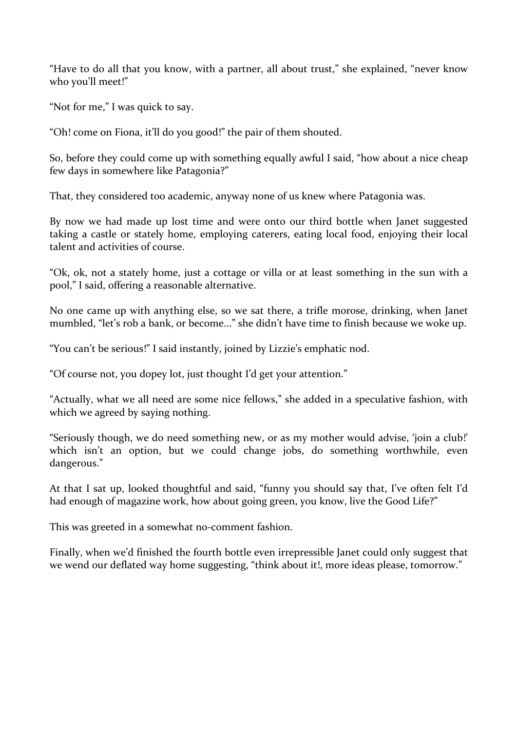"Have to do all that you know, with a partner, all about trust," she explained, "never know who you'll meet!"

"Not for me," I was quick to say.

"Oh! come on Fiona, it'll do you good!" the pair of them shouted.

So, before they could come up with something equally awful I said, "how about a nice cheap few days in somewhere like Patagonia?"

That, they considered too academic, anyway none of us knew where Patagonia was.

By now we had made up lost time and were onto our third bottle when Janet suggested taking a castle or stately home, employing caterers, eating local food, enjoying their local talent and activities of course.

"Ok, ok, not a stately home, just a cottage or villa or at least something in the sun with a pool," I said, offering a reasonable alternative.

No one came up with anything else, so we sat there, a trifle morose, drinking, when Janet mumbled, "let's rob a bank, or become..." she didn't have time to finish because we woke up.

"You can't be serious!" I said instantly, joined by Lizzie's emphatic nod.

"Of course not, you dopey lot, just thought I'd get your attention."

"Actually, what we all need are some nice fellows," she added in a speculative fashion, with which we agreed by saying nothing.

"Seriously though, we do need something new, or as my mother would advise, 'join a club!' which isn't an option, but we could change jobs, do something worthwhile, even dangerous."

At that I sat up, looked thoughtful and said, "funny you should say that, I've often felt I'd had enough of magazine work, how about going green, you know, live the Good Life?"

This was greeted in a somewhat no-comment fashion.

Finally, when we'd finished the fourth bottle even irrepressible Janet could only suggest that we wend our deflated way home suggesting, "think about it!, more ideas please, tomorrow."